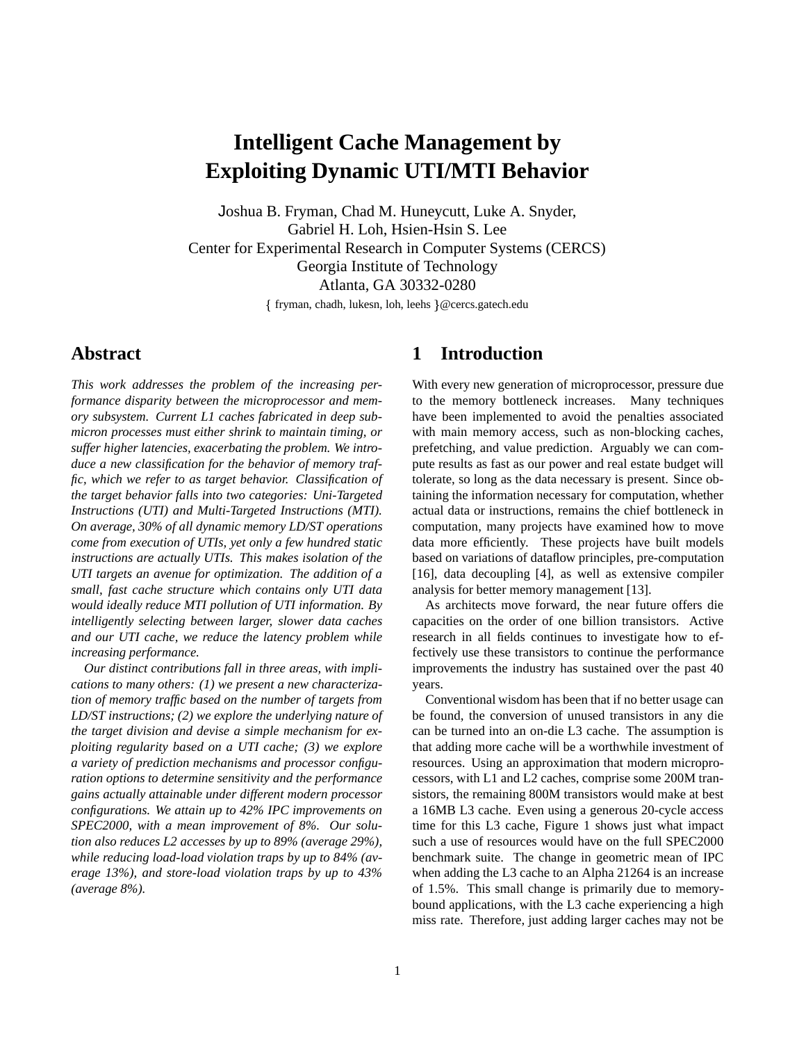# Intelligent Cache Management by Exploiting Dynamic UTI/MTI Behavior

Joshua B. Fryman, Chad M. Huneycutt, Luke A. Snyder, Gabriel H. Loh, Hsien-Hsin S. Lee
Center for Experimental Research in Computer Systems (CERCS)
Georgia Institute of Technology
Atlanta, GA 30332-0280
{ fryman, chadh, lukesn, loh, leehs }@cercs.gatech.edu

## Abstract

*This work addresses the problem of the increasing performance disparity between the microprocessor and memory subsystem. Current L1 caches fabricated in deep submicron processes must either shrink to maintain timing, or suffer higher latencies, exacerbating the problem. We introduce a new classification for the behavior of memory traffic, which we refer to as target behavior. Classification of the target behavior falls into two categories: Uni-Targeted Instructions (UTI) and Multi-Targeted Instructions (MTI). On average, 30% of all dynamic memory LD/ST operations come from execution of UTIs, yet only a few hundred static instructions are actually UTIs. This makes isolation of the UTI targets an avenue for optimization. The addition of a small, fast cache structure which contains only UTI data would ideally reduce MTI pollution of UTI information. By intelligently selecting between larger, slower data caches and our UTI cache, we reduce the latency problem while increasing performance.*

*Our distinct contributions fall in three areas, with implications to many others: (1) we present a new characterization of memory traffic based on the number of targets from LD/ST instructions; (2) we explore the underlying nature of the target division and devise a simple mechanism for exploiting regularity based on a UTI cache; (3) we explore a variety of prediction mechanisms and processor configuration options to determine sensitivity and the performance gains actually attainable under different modern processor configurations. We attain up to 42% IPC improvements on SPEC2000, with a mean improvement of 8%. Our solution also reduces L2 accesses by up to 89% (average 29%), while reducing load-load violation traps by up to 84% (average 13%), and store-load violation traps by up to 43% (average 8%).*

## 1 Introduction

With every new generation of microprocessor, pressure due to the memory bottleneck increases. Many techniques have been implemented to avoid the penalties associated with main memory access, such as non-blocking caches, prefetching, and value prediction. Arguably we can compute results as fast as our power and real estate budget will tolerate, so long as the data necessary is present. Since obtaining the information necessary for computation, whether actual data or instructions, remains the chief bottleneck in computation, many projects have examined how to move data more efficiently. These projects have built models based on variations of dataflow principles, pre-computation [16], data decoupling [4], as well as extensive compiler analysis for better memory management [13].

As architects move forward, the near future offers die capacities on the order of one billion transistors. Active research in all fields continues to investigate how to effectively use these transistors to continue the performance improvements the industry has sustained over the past 40 years.

Conventional wisdom has been that if no better usage can be found, the conversion of unused transistors in any die can be turned into an on-die L3 cache. The assumption is that adding more cache will be a worthwhile investment of resources. Using an approximation that modern microprocessors, with L1 and L2 caches, comprise some 200M transistors, the remaining 800M transistors would make at best a 16MB L3 cache. Even using a generous 20-cycle access time for this L3 cache, Figure 1 shows just what impact such a use of resources would have on the full SPEC2000 benchmark suite. The change in geometric mean of IPC when adding the L3 cache to an Alpha 21264 is an increase of 1.5%. This small change is primarily due to memory-bound applications, with the L3 cache experiencing a high miss rate. Therefore, just adding larger caches may not be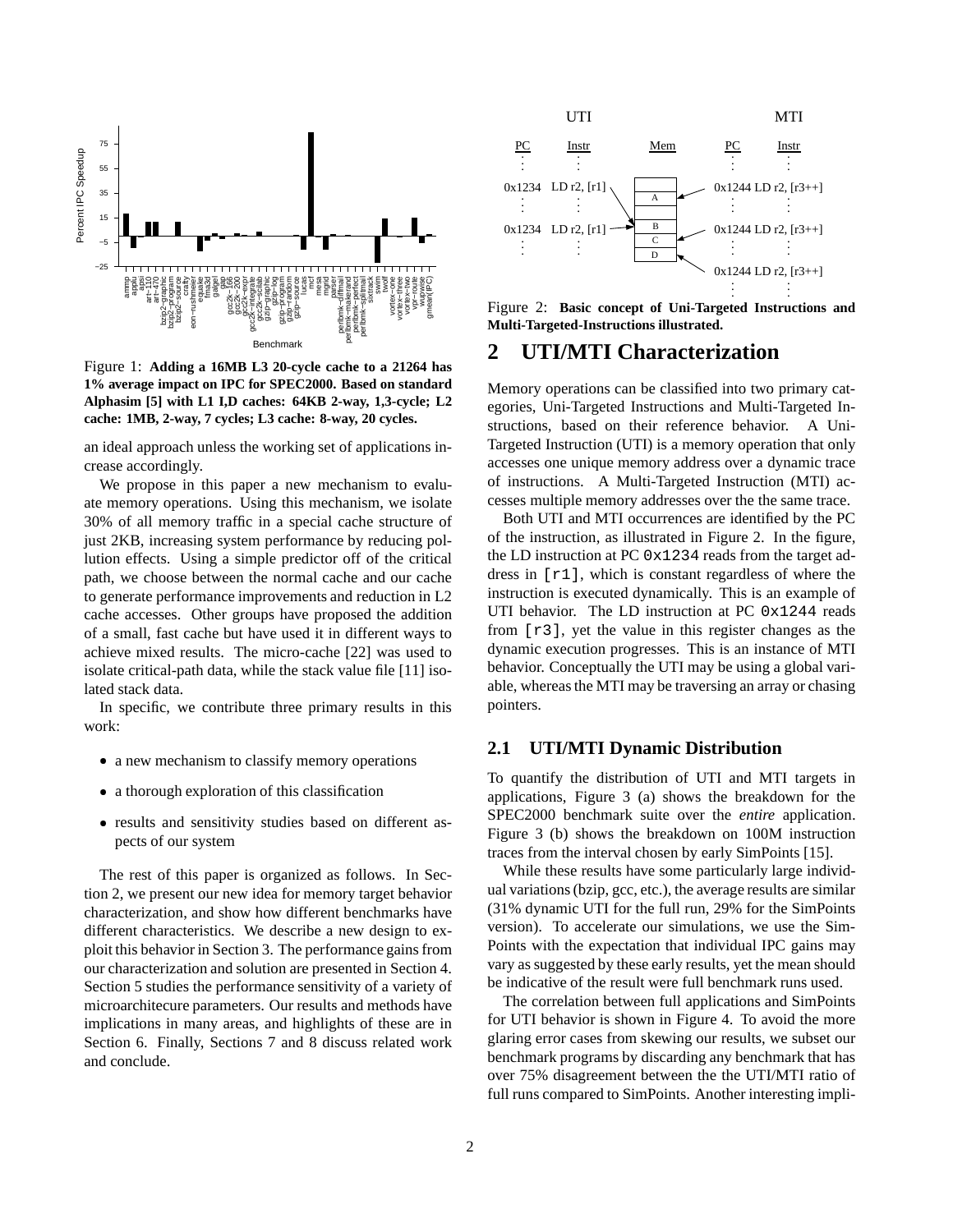Figure 1: **Adding a 16MB L3 20-cycle cache to a 21264 has 1% average impact on IPC for SPEC2000. Based on standard Alphasim [5] with L1 I,D caches: 64KB 2-way, 1,3-cycle; L2 cache: 1MB, 2-way, 7 cycles; L3 cache: 8-way, 20 cycles.**

an ideal approach unless the working set of applications increase accordingly.

We propose in this paper a new mechanism to evaluate memory operations. Using this mechanism, we isolate 30% of all memory traffic in a special cache structure of just 2KB, increasing system performance by reducing pollution effects. Using a simple predictor off of the critical path, we choose between the normal cache and our cache to generate performance improvements and reduction in L2 cache accesses. Other groups have proposed the addition of a small, fast cache but have used it in different ways to achieve mixed results. The micro-cache [22] was used to isolate critical-path data, while the stack value file [11] isolated stack data.

In specific, we contribute three primary results in this work:

- a new mechanism to classify memory operations
- a thorough exploration of this classification
- results and sensitivity studies based on different aspects of our system

The rest of this paper is organized as follows. In Section 2, we present our new idea for memory target behavior characterization, and show how different benchmarks have different characteristics. We describe a new design to exploit this behavior in Section 3. The performance gains from our characterization and solution are presented in Section 4. Section 5 studies the performance sensitivity of a variety of microarchitecure parameters. Our results and methods have implications in many areas, and highlights of these are in Section 6. Finally, Sections 7 and 8 discuss related work and conclude.

Figure 2: **Basic concept of Uni-Targeted Instructions and Multi-Targeted-Instructions illustrated.**

## 2 UTI/MTI Characterization

Memory operations can be classified into two primary categories, Uni-Targeted Instructions and Multi-Targeted Instructions, based on their reference behavior. A Uni-Targeted Instruction (UTI) is a memory operation that only accesses one unique memory address over a dynamic trace of instructions. A Multi-Targeted Instruction (MTI) accesses multiple memory addresses over the the same trace.

Both UTI and MTI occurrences are identified by the PC of the instruction, as illustrated in Figure 2. In the figure, the LD instruction at PC `0x1234` reads from the target address in `[r1]`, which is constant regardless of where the instruction is executed dynamically. This is an example of UTI behavior. The LD instruction at PC `0x1244` reads from `[r3]`, yet the value in this register changes as the dynamic execution progresses. This is an instance of MTI behavior. Conceptually the UTI may be using a global variable, whereas the MTI may be traversing an array or chasing pointers.

### 2.1 UTI/MTI Dynamic Distribution

To quantify the distribution of UTI and MTI targets in applications, Figure 3 (a) shows the breakdown for the SPEC2000 benchmark suite over the *entire* application. Figure 3 (b) shows the breakdown on 100M instruction traces from the interval chosen by early SimPoints [15].

While these results have some particularly large individual variations (bzip, gcc, etc.), the average results are similar (31% dynamic UTI for the full run, 29% for the SimPoints version). To accelerate our simulations, we use the SimPoints with the expectation that individual IPC gains may vary as suggested by these early results, yet the mean should be indicative of the result were full benchmark runs used.

The correlation between full applications and SimPoints for UTI behavior is shown in Figure 4. To avoid the more glaring error cases from skewing our results, we subset our benchmark programs by discarding any benchmark that has over 75% disagreement between the the UTI/MTI ratio of full runs compared to SimPoints. Another interesting impli-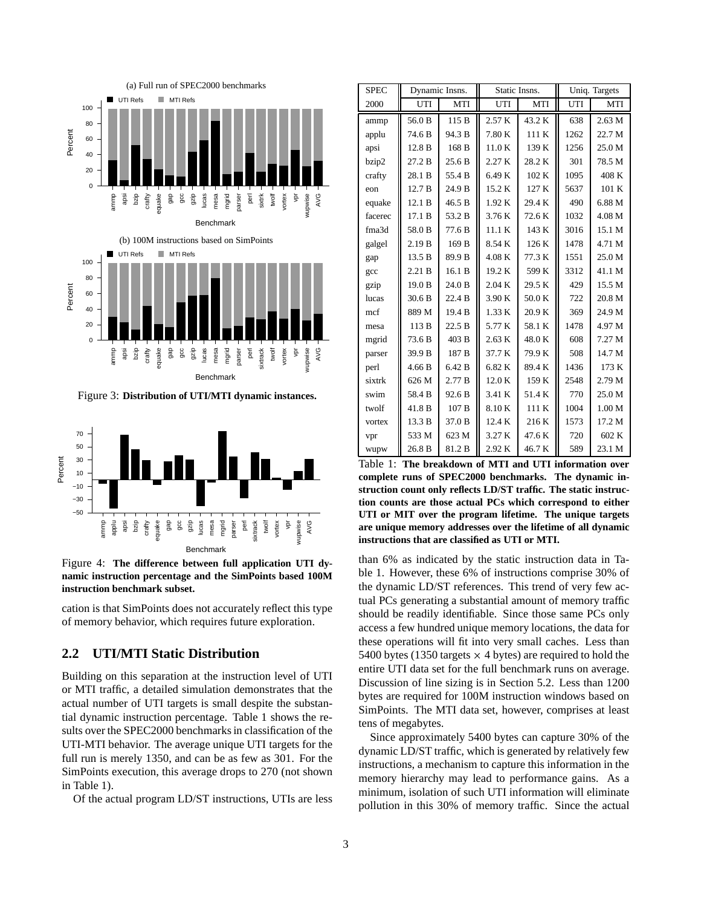Figure 3: **Distribution of UTI/MTI dynamic instances.**

Figure 4: **The difference between full application UTI dynamic instruction percentage and the SimPoints based 100M instruction benchmark subset.**

cation is that SimPoints does not accurately reflect this type of memory behavior, which requires future exploration.

## 2.2 UTI/MTI Static Distribution

Building on this separation at the instruction level of UTI or MTI traffic, a detailed simulation demonstrates that the actual number of UTI targets is small despite the substantial dynamic instruction percentage. Table 1 shows the results over the SPEC2000 benchmarks in classification of the UTI-MTI behavior. The average unique UTI targets for the full run is merely 1350, and can be as few as 301. For the SimPoints execution, this average drops to 270 (not shown in Table 1).

Of the actual program LD/ST instructions, UTIs are less than 6% as indicated by the static instruction data in Table 1. However, these 6% of instructions comprise 30% of the dynamic LD/ST references. This trend of very few actual PCs generating a substantial amount of memory traffic should be readily identifiable. Since those same PCs only access a few hundred unique memory locations, the data for these operations will fit into very small caches. Less than 5400 bytes (1350 targets $\times$ 4 bytes) are required to hold the entire UTI data set for the full benchmark runs on average. Discussion of line sizing is in Section 5.2. Less than 1200 bytes are required for 100M instruction windows based on SimPoints. The MTI data set, however, comprises at least tens of megabytes.

Since approximately 5400 bytes can capture 30% of the dynamic LD/ST traffic, which is generated by relatively few instructions, a mechanism to capture this information in the memory hierarchy may lead to performance gains. As a minimum, isolation of such UTI information will eliminate pollution in this 30% of memory traffic. Since the actual

| SPEC | Dynamic Insns. | | Static Insns. | | Uniq. Targets | |
|---|---|---|---|---|---|---|
| 2000 | UTI | MTI | UTI | MTI | UTI | MTI |
| ammp | 56.0 B | 115 B | 2.57 K | 43.2 K | 638 | 2.63 M |
| applu | 74.6 B | 94.3 B | 7.80 K | 111 K | 1262 | 22.7 M |
| apsi | 12.8 B | 168 B | 11.0 K | 139 K | 1256 | 25.0 M |
| bzip2 | 27.2 B | 25.6 B | 2.27 K | 28.2 K | 301 | 78.5 M |
| crafty | 28.1 B | 55.4 B | 6.49 K | 102 K | 1095 | 408 K |
| eon | 12.7 B | 24.9 B | 15.2 K | 127 K | 5637 | 101 K |
| equake | 12.1 B | 46.5 B | 1.92 K | 29.4 K | 490 | 6.88 M |
| facerec | 17.1 B | 53.2 B | 3.76 K | 72.6 K | 1032 | 4.08 M |
| fma3d | 58.0 B | 77.6 B | 11.1 K | 143 K | 3016 | 15.1 M |
| galgel | 2.19 B | 169 B | 8.54 K | 126 K | 1478 | 4.71 M |
| gap | 13.5 B | 89.9 B | 4.08 K | 77.3 K | 1551 | 25.0 M |
| gcc | 2.21 B | 16.1 B | 19.2 K | 599 K | 3312 | 41.1 M |
| gzip | 19.0 B | 24.0 B | 2.04 K | 29.5 K | 429 | 15.5 M |
| lucas | 30.6 B | 22.4 B | 3.90 K | 50.0 K | 722 | 20.8 M |
| mcf | 889 M | 19.4 B | 1.33 K | 20.9 K | 369 | 24.9 M |
| mesa | 113 B | 22.5 B | 5.77 K | 58.1 K | 1478 | 4.97 M |
| mgrid | 73.6 B | 403 B | 2.63 K | 48.0 K | 608 | 7.27 M |
| parser | 39.9 B | 187 B | 37.7 K | 79.9 K | 508 | 14.7 M |
| perl | 4.66 B | 6.42 B | 6.82 K | 89.4 K | 1436 | 173 K |
| sixtrk | 626 M | 2.77 B | 12.0 K | 159 K | 2548 | 2.79 M |
| swim | 58.4 B | 92.6 B | 3.41 K | 51.4 K | 770 | 25.0 M |
| twolf | 41.8 B | 107 B | 8.10 K | 111 K | 1004 | 1.00 M |
| vortex | 13.3 B | 37.0 B | 12.4 K | 216 K | 1573 | 17.2 M |
| vpr | 533 M | 623 M | 3.27 K | 47.6 K | 720 | 602 K |
| wupw | 26.8 B | 81.2 B | 2.92 K | 46.7 K | 589 | 23.1 M |

Table 1: **The breakdown of MTI and UTI information over complete runs of SPEC2000 benchmarks. The dynamic instruction count only reflects LD/ST traffic. The static instruction counts are those actual PCs which correspond to either UTI or MIT over the program lifetime. The unique targets are unique memory addresses over the lifetime of all dynamic instructions that are classified as UTI or MTI.**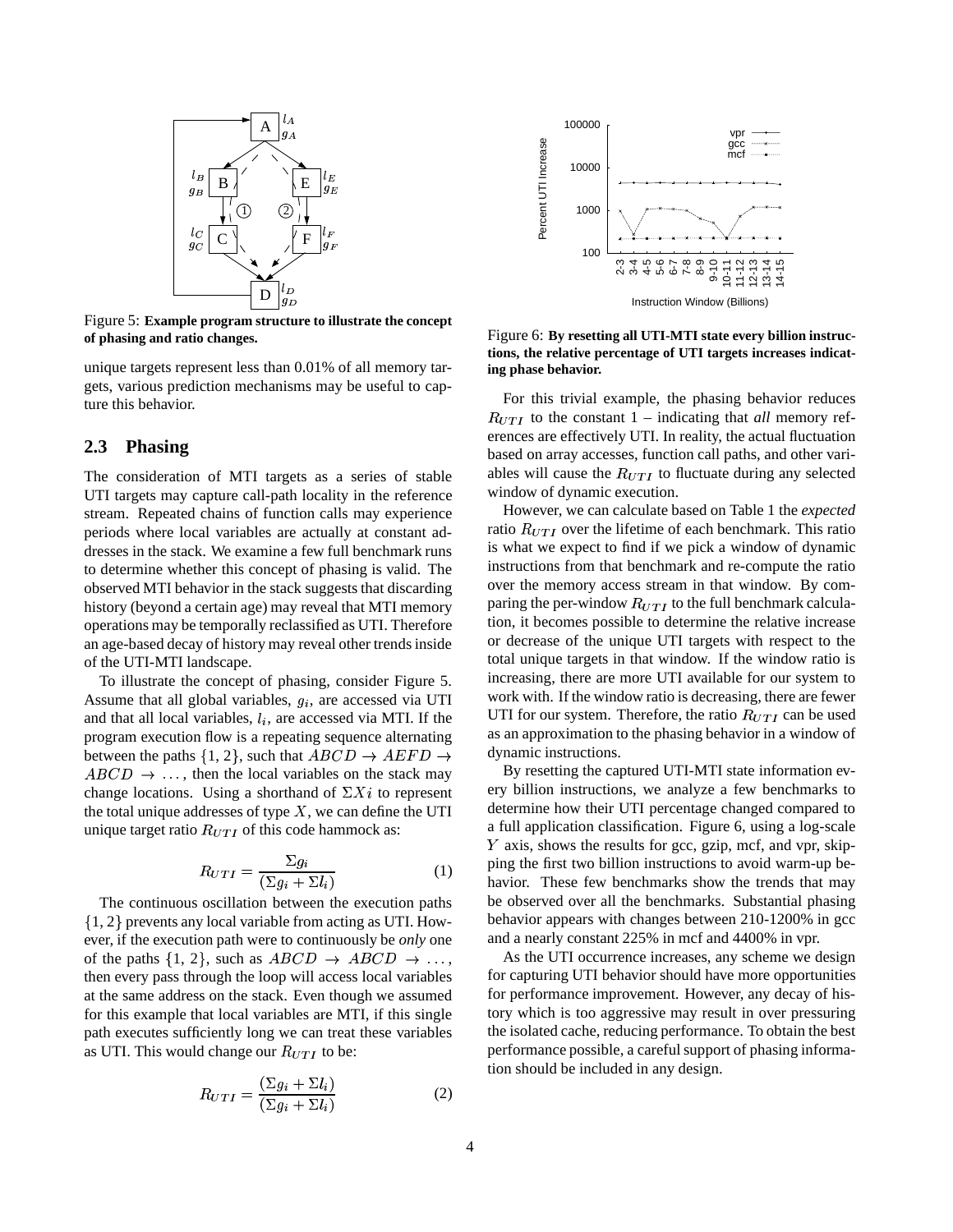Figure 5: **Example program structure to illustrate the concept of phasing and ratio changes.**

unique targets represent less than 0.01% of all memory targets, various prediction mechanisms may be useful to capture this behavior.

## 2.3 Phasing

The consideration of MTI targets as a series of stable UTI targets may capture call-path locality in the reference stream. Repeated chains of function calls may experience periods where local variables are actually at constant addresses in the stack. We examine a few full benchmark runs to determine whether this concept of phasing is valid. The observed MTI behavior in the stack suggests that discarding history (beyond a certain age) may reveal that MTI memory operations may be temporally reclassified as UTI. Therefore an age-based decay of history may reveal other trends inside of the UTI-MTI landscape.

To illustrate the concept of phasing, consider Figure 5. Assume that all global variables, $g_i$, are accessed via UTI and that all local variables, $l_i$, are accessed via MTI. If the program execution flow is a repeating sequence alternating between the paths $\{1, 2\}$, such that $ABCD \rightarrow AEFD \rightarrow ABCD \rightarrow \ldots$, then the local variables on the stack may change locations. Using a shorthand of $\Sigma Xi$ to represent the total unique addresses of type $X$, we can define the UTI unique target ratio $R_{UTI}$ of this code hammock as:

$$R_{UTI} = \frac{\Sigma g_i}{(\Sigma g_i + \Sigma l_i)} \qquad (1)$$

The continuous oscillation between the execution paths $\{1, 2\}$ prevents any local variable from acting as UTI. However, if the execution path were to continuously be *only* one of the paths $\{1, 2\}$, such as $ABCD \rightarrow ABCD \rightarrow \ldots$, then every pass through the loop will access local variables at the same address on the stack. Even though we assumed for this example that local variables are MTI, if this single path executes sufficiently long we can treat these variables as UTI. This would change our $R_{UTI}$ to be:

$$R_{UTI} = \frac{(\Sigma g_i + \Sigma l_i)}{(\Sigma g_i + \Sigma l_i)} \qquad (2)$$

Figure 6: **By resetting all UTI-MTI state every billion instructions, the relative percentage of UTI targets increases indicating phase behavior.**

For this trivial example, the phasing behavior reduces $R_{UTI}$ to the constant 1 – indicating that *all* memory references are effectively UTI. In reality, the actual fluctuation based on array accesses, function call paths, and other variables will cause the $R_{UTI}$ to fluctuate during any selected window of dynamic execution.

However, we can calculate based on Table 1 the *expected* ratio $R_{UTI}$ over the lifetime of each benchmark. This ratio is what we expect to find if we pick a window of dynamic instructions from that benchmark and re-compute the ratio over the memory access stream in that window. By comparing the per-window $R_{UTI}$ to the full benchmark calculation, it becomes possible to determine the relative increase or decrease of the unique UTI targets with respect to the total unique targets in that window. If the window ratio is increasing, there are more UTI available for our system to work with. If the window ratio is decreasing, there are fewer UTI for our system. Therefore, the ratio $R_{UTI}$ can be used as an approximation to the phasing behavior in a window of dynamic instructions.

By resetting the captured UTI-MTI state information every billion instructions, we analyze a few benchmarks to determine how their UTI percentage changed compared to a full application classification. Figure 6, using a log-scale $Y$ axis, shows the results for gcc, gzip, mcf, and vpr, skipping the first two billion instructions to avoid warm-up behavior. These few benchmarks show the trends that may be observed over all the benchmarks. Substantial phasing behavior appears with changes between 210-1200% in gcc and a nearly constant 225% in mcf and 4400% in vpr.

As the UTI occurrence increases, any scheme we design for capturing UTI behavior should have more opportunities for performance improvement. However, any decay of history which is too aggressive may result in over pressuring the isolated cache, reducing performance. To obtain the best performance possible, a careful support of phasing information should be included in any design.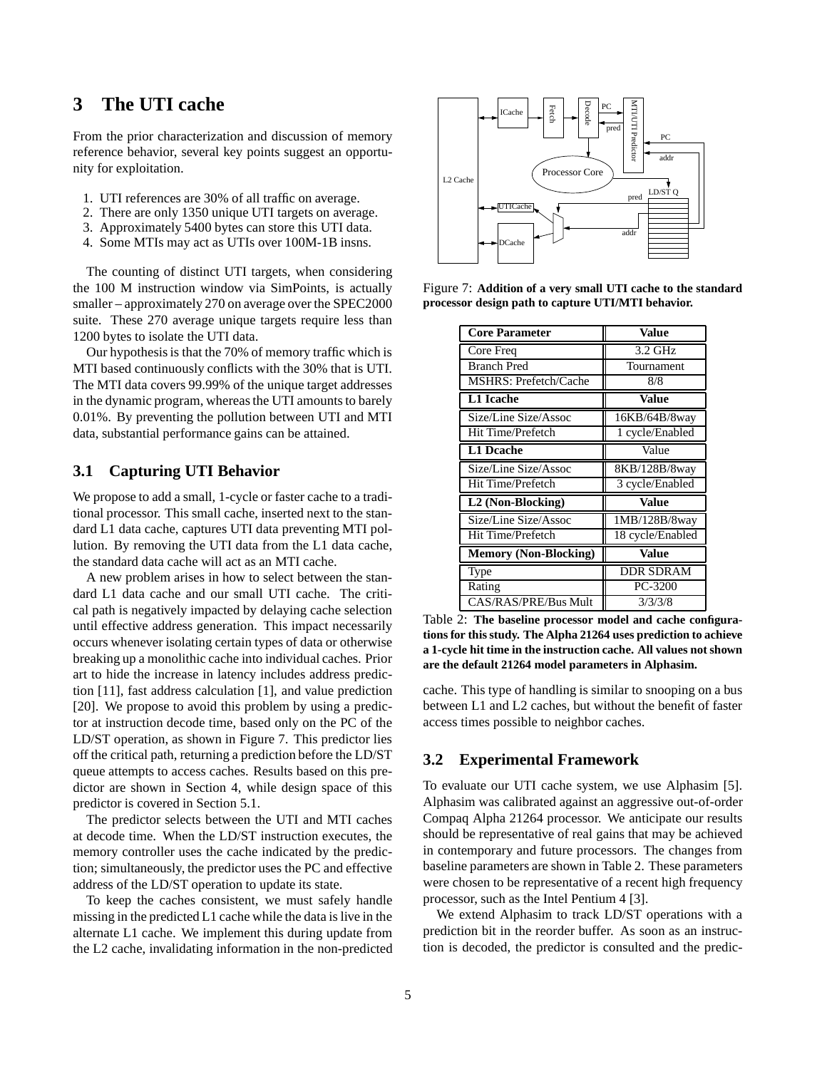# 3 The UTI cache

From the prior characterization and discussion of memory reference behavior, several key points suggest an opportunity for exploitation.

1. UTI references are 30% of all traffic on average.
2. There are only 1350 unique UTI targets on average.
3. Approximately 5400 bytes can store this UTI data.
4. Some MTIs may act as UTIs over 100M-1B insns.

The counting of distinct UTI targets, when considering the 100 M instruction window via SimPoints, is actually smaller – approximately 270 on average over the SPEC2000 suite. These 270 average unique targets require less than 1200 bytes to isolate the UTI data.

Our hypothesis is that the 70% of memory traffic which is MTI based continuously conflicts with the 30% that is UTI. The MTI data covers 99.99% of the unique target addresses in the dynamic program, whereas the UTI amounts to barely 0.01%. By preventing the pollution between UTI and MTI data, substantial performance gains can be attained.

## 3.1 Capturing UTI Behavior

We propose to add a small, 1-cycle or faster cache to a traditional processor. This small cache, inserted next to the standard L1 data cache, captures UTI data preventing MTI pollution. By removing the UTI data from the L1 data cache, the standard data cache will act as an MTI cache.

A new problem arises in how to select between the standard L1 data cache and our small UTI cache. The critical path is negatively impacted by delaying cache selection until effective address generation. This impact necessarily occurs whenever isolating certain types of data or otherwise breaking up a monolithic cache into individual caches. Prior art to hide the increase in latency includes address prediction [11], fast address calculation [1], and value prediction [20]. We propose to avoid this problem by using a predictor at instruction decode time, based only on the PC of the LD/ST operation, as shown in Figure 7. This predictor lies off the critical path, returning a prediction before the LD/ST queue attempts to access caches. Results based on this predictor are shown in Section 4, while design space of this predictor is covered in Section 5.1.

The predictor selects between the UTI and MTI caches at decode time. When the LD/ST instruction executes, the memory controller uses the cache indicated by the prediction; simultaneously, the predictor uses the PC and effective address of the LD/ST operation to update its state.

To keep the caches consistent, we must safely handle missing in the predicted L1 cache while the data is live in the alternate L1 cache. We implement this during update from the L2 cache, invalidating information in the non-predicted cache. This type of handling is similar to snooping on a bus between L1 and L2 caches, but without the benefit of faster access times possible to neighbor caches.

Figure 7: **Addition of a very small UTI cache to the standard processor design path to capture UTI/MTI behavior.**

| Core Parameter | Value |
|---|---|
| Core Freq | 3.2 GHz |
| Branch Pred | Tournament |
| MSHRS: Prefetch/Cache | 8/8 |
| **L1 Icache** | **Value** |
| Size/Line Size/Assoc | 16KB/64B/8way |
| Hit Time/Prefetch | 1 cycle/Enabled |
| **L1 Dcache** | Value |
| Size/Line Size/Assoc | 8KB/128B/8way |
| Hit Time/Prefetch | 3 cycle/Enabled |
| **L2 (Non-Blocking)** | **Value** |
| Size/Line Size/Assoc | 1MB/128B/8way |
| Hit Time/Prefetch | 18 cycle/Enabled |
| **Memory (Non-Blocking)** | **Value** |
| Type | DDR SDRAM |
| Rating | PC-3200 |
| CAS/RAS/PRE/Bus Mult | 3/3/3/8 |

Table 2: **The baseline processor model and cache configurations for this study. The Alpha 21264 uses prediction to achieve a 1-cycle hit time in the instruction cache. All values not shown are the default 21264 model parameters in Alphasim.**

## 3.2 Experimental Framework

To evaluate our UTI cache system, we use Alphasim [5]. Alphasim was calibrated against an aggressive out-of-order Compaq Alpha 21264 processor. We anticipate our results should be representative of real gains that may be achieved in contemporary and future processors. The changes from baseline parameters are shown in Table 2. These parameters were chosen to be representative of a recent high frequency processor, such as the Intel Pentium 4 [3].

We extend Alphasim to track LD/ST operations with a prediction bit in the reorder buffer. As soon as an instruction is decoded, the predictor is consulted and the predic-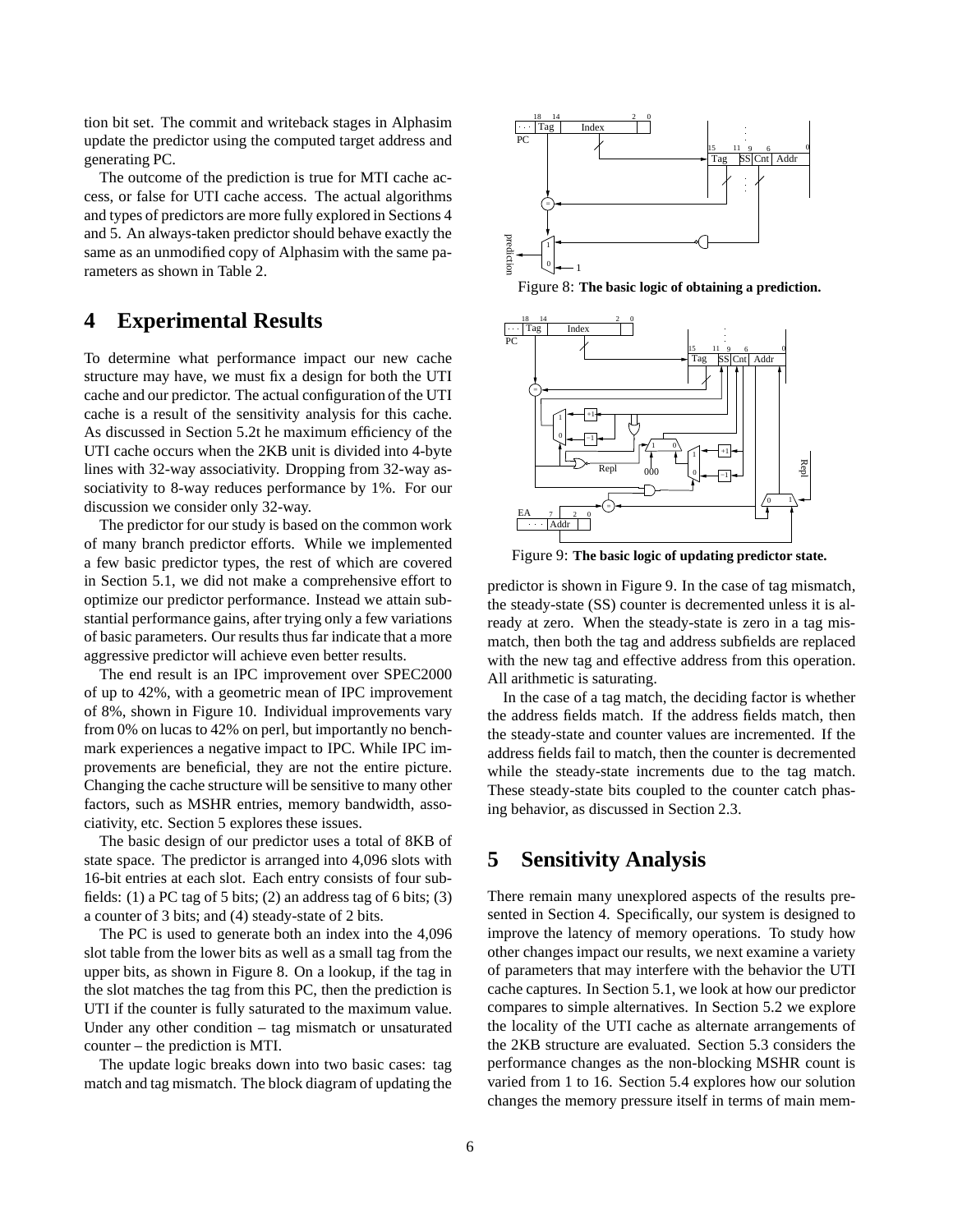tion bit set. The commit and writeback stages in Alphasim update the predictor using the computed target address and generating PC.

The outcome of the prediction is true for MTI cache access, or false for UTI cache access. The actual algorithms and types of predictors are more fully explored in Sections 4 and 5. An always-taken predictor should behave exactly the same as an unmodified copy of Alphasim with the same parameters as shown in Table 2.

# 4 Experimental Results

To determine what performance impact our new cache structure may have, we must fix a design for both the UTI cache and our predictor. The actual configuration of the UTI cache is a result of the sensitivity analysis for this cache. As discussed in Section 5.2t he maximum efficiency of the UTI cache occurs when the 2KB unit is divided into 4-byte lines with 32-way associativity. Dropping from 32-way associativity to 8-way reduces performance by 1%. For our discussion we consider only 32-way.

The predictor for our study is based on the common work of many branch predictor efforts. While we implemented a few basic predictor types, the rest of which are covered in Section 5.1, we did not make a comprehensive effort to optimize our predictor performance. Instead we attain substantial performance gains, after trying only a few variations of basic parameters. Our results thus far indicate that a more aggressive predictor will achieve even better results.

The end result is an IPC improvement over SPEC2000 of up to 42%, with a geometric mean of IPC improvement of 8%, shown in Figure 10. Individual improvements vary from 0% on lucas to 42% on perl, but importantly no benchmark experiences a negative impact to IPC. While IPC improvements are beneficial, they are not the entire picture. Changing the cache structure will be sensitive to many other factors, such as MSHR entries, memory bandwidth, associativity, etc. Section 5 explores these issues.

The basic design of our predictor uses a total of 8KB of state space. The predictor is arranged into 4,096 slots with 16-bit entries at each slot. Each entry consists of four subfields: (1) a PC tag of 5 bits; (2) an address tag of 6 bits; (3) a counter of 3 bits; and (4) steady-state of 2 bits.

The PC is used to generate both an index into the 4,096 slot table from the lower bits as well as a small tag from the upper bits, as shown in Figure 8. On a lookup, if the tag in the slot matches the tag from this PC, then the prediction is UTI if the counter is fully saturated to the maximum value. Under any other condition – tag mismatch or unsaturated counter – the prediction is MTI.

The update logic breaks down into two basic cases: tag match and tag mismatch. The block diagram of updating the predictor is shown in Figure 9. In the case of tag mismatch, the steady-state (SS) counter is decremented unless it is already at zero. When the steady-state is zero in a tag mismatch, then both the tag and address subfields are replaced with the new tag and effective address from this operation. All arithmetic is saturating.

Figure 8: **The basic logic of obtaining a prediction.**

Figure 9: **The basic logic of updating predictor state.**

In the case of a tag match, the deciding factor is whether the address fields match. If the address fields match, then the steady-state and counter values are incremented. If the address fields fail to match, then the counter is decremented while the steady-state increments due to the tag match. These steady-state bits coupled to the counter catch phasing behavior, as discussed in Section 2.3.

# 5 Sensitivity Analysis

There remain many unexplored aspects of the results presented in Section 4. Specifically, our system is designed to improve the latency of memory operations. To study how other changes impact our results, we next examine a variety of parameters that may interfere with the behavior the UTI cache captures. In Section 5.1, we look at how our predictor compares to simple alternatives. In Section 5.2 we explore the locality of the UTI cache as alternate arrangements of the 2KB structure are evaluated. Section 5.3 considers the performance changes as the non-blocking MSHR count is varied from 1 to 16. Section 5.4 explores how our solution changes the memory pressure itself in terms of main mem-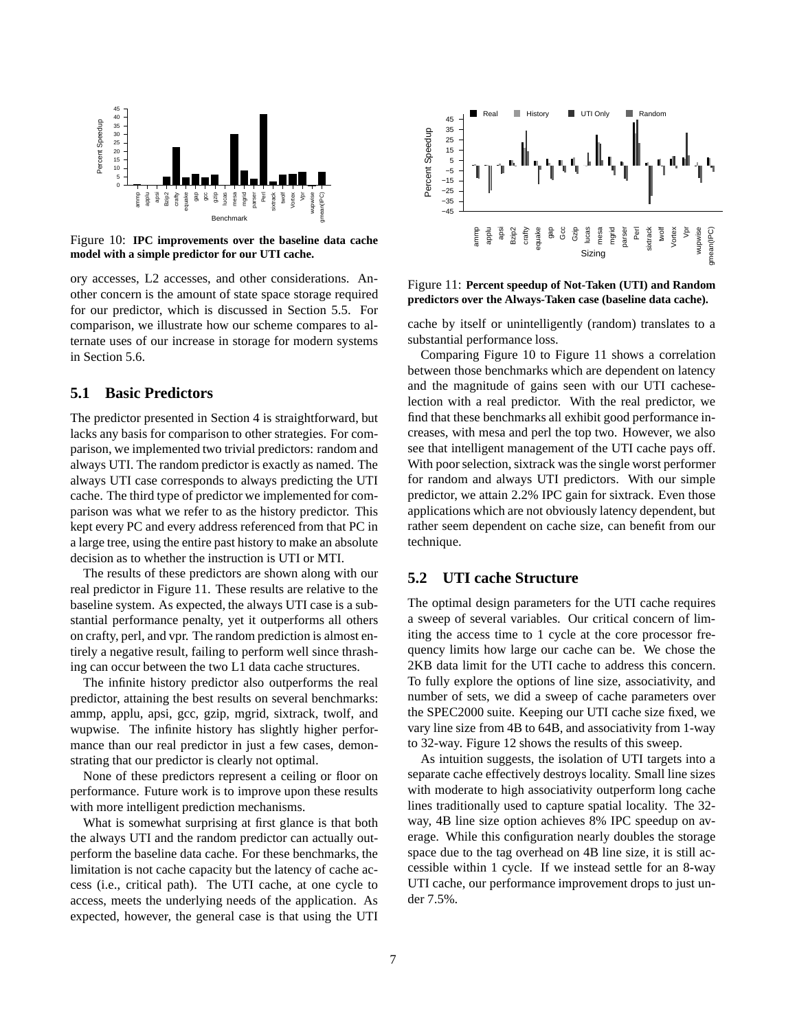Figure 10: **IPC improvements over the baseline data cache model with a simple predictor for our UTI cache.**

ory accesses, L2 accesses, and other considerations. Another concern is the amount of state space storage required for our predictor, which is discussed in Section 5.5. For comparison, we illustrate how our scheme compares to alternate uses of our increase in storage for modern systems in Section 5.6.

## 5.1 Basic Predictors

The predictor presented in Section 4 is straightforward, but lacks any basis for comparison to other strategies. For comparison, we implemented two trivial predictors: random and always UTI. The random predictor is exactly as named. The always UTI case corresponds to always predicting the UTI cache. The third type of predictor we implemented for comparison was what we refer to as the history predictor. This kept every PC and every address referenced from that PC in a large tree, using the entire past history to make an absolute decision as to whether the instruction is UTI or MTI.

The results of these predictors are shown along with our real predictor in Figure 11. These results are relative to the baseline system. As expected, the always UTI case is a substantial performance penalty, yet it outperforms all others on crafty, perl, and vpr. The random prediction is almost entirely a negative result, failing to perform well since thrashing can occur between the two L1 data cache structures.

The infinite history predictor also outperforms the real predictor, attaining the best results on several benchmarks: ammp, applu, apsi, gcc, gzip, mgrid, sixtrack, twolf, and wupwise. The infinite history has slightly higher performance than our real predictor in just a few cases, demonstrating that our predictor is clearly not optimal.

None of these predictors represent a ceiling or floor on performance. Future work is to improve upon these results with more intelligent prediction mechanisms.

What is somewhat surprising at first glance is that both the always UTI and the random predictor can actually outperform the baseline data cache. For these benchmarks, the limitation is not cache capacity but the latency of cache access (i.e., critical path). The UTI cache, at one cycle to access, meets the underlying needs of the application. As expected, however, the general case is that using the UTI cache by itself or unintelligently (random) translates to a substantial performance loss.

Figure 11: **Percent speedup of Not-Taken (UTI) and Random predictors over the Always-Taken case (baseline data cache).**

Comparing Figure 10 to Figure 11 shows a correlation between those benchmarks which are dependent on latency and the magnitude of gains seen with our UTI cacheselection with a real predictor. With the real predictor, we find that these benchmarks all exhibit good performance increases, with mesa and perl the top two. However, we also see that intelligent management of the UTI cache pays off. With poor selection, sixtrack was the single worst performer for random and always UTI predictors. With our simple predictor, we attain 2.2% IPC gain for sixtrack. Even those applications which are not obviously latency dependent, but rather seem dependent on cache size, can benefit from our technique.

## 5.2 UTI cache Structure

The optimal design parameters for the UTI cache requires a sweep of several variables. Our critical concern of limiting the access time to 1 cycle at the core processor frequency limits how large our cache can be. We chose the 2KB data limit for the UTI cache to address this concern. To fully explore the options of line size, associativity, and number of sets, we did a sweep of cache parameters over the SPEC2000 suite. Keeping our UTI cache size fixed, we vary line size from 4B to 64B, and associativity from 1-way to 32-way. Figure 12 shows the results of this sweep.

As intuition suggests, the isolation of UTI targets into a separate cache effectively destroys locality. Small line sizes with moderate to high associativity outperform long cache lines traditionally used to capture spatial locality. The 32-way, 4B line size option achieves 8% IPC speedup on average. While this configuration nearly doubles the storage space due to the tag overhead on 4B line size, it is still accessible within 1 cycle. If we instead settle for an 8-way UTI cache, our performance improvement drops to just under 7.5%.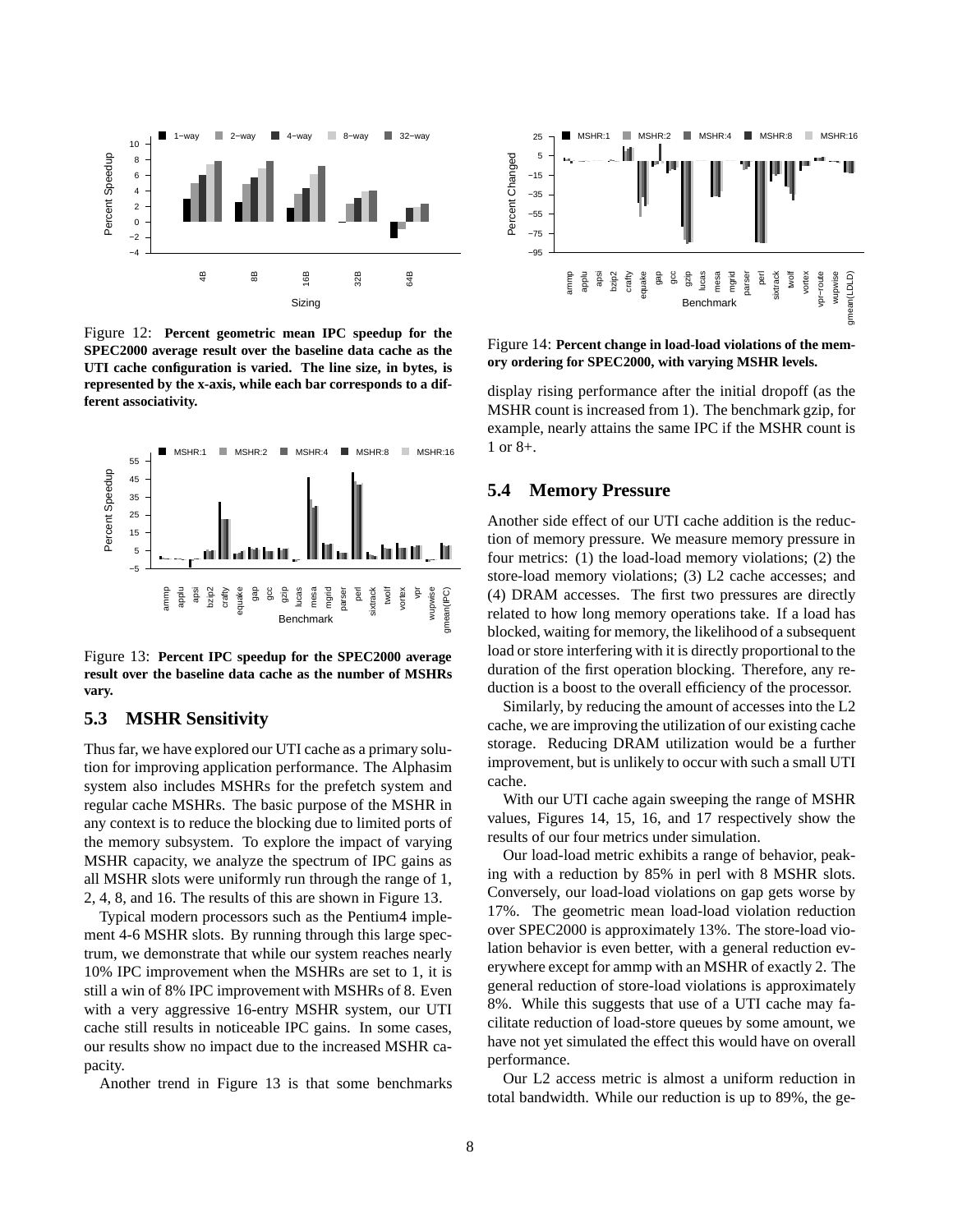Figure 12: **Percent geometric mean IPC speedup for the SPEC2000 average result over the baseline data cache as the UTI cache configuration is varied. The line size, in bytes, is represented by the x-axis, while each bar corresponds to a different associativity.**

Figure 13: **Percent IPC speedup for the SPEC2000 average result over the baseline data cache as the number of MSHRs vary.**

### 5.3 MSHR Sensitivity

Thus far, we have explored our UTI cache as a primary solution for improving application performance. The Alphasim system also includes MSHRs for the prefetch system and regular cache MSHRs. The basic purpose of the MSHR in any context is to reduce the blocking due to limited ports of the memory subsystem. To explore the impact of varying MSHR capacity, we analyze the spectrum of IPC gains as all MSHR slots were uniformly run through the range of 1, 2, 4, 8, and 16. The results of this are shown in Figure 13.

Typical modern processors such as the Pentium4 implement 4-6 MSHR slots. By running through this large spectrum, we demonstrate that while our system reaches nearly 10% IPC improvement when the MSHRs are set to 1, it is still a win of 8% IPC improvement with MSHRs of 8. Even with a very aggressive 16-entry MSHR system, our UTI cache still results in noticeable IPC gains. In some cases, our results show no impact due to the increased MSHR capacity.

Another trend in Figure 13 is that some benchmarks display rising performance after the initial dropoff (as the MSHR count is increased from 1). The benchmark gzip, for example, nearly attains the same IPC if the MSHR count is 1 or 8+.

Figure 14: **Percent change in load-load violations of the memory ordering for SPEC2000, with varying MSHR levels.**

### 5.4 Memory Pressure

Another side effect of our UTI cache addition is the reduction of memory pressure. We measure memory pressure in four metrics: (1) the load-load memory violations; (2) the store-load memory violations; (3) L2 cache accesses; and (4) DRAM accesses. The first two pressures are directly related to how long memory operations take. If a load has blocked, waiting for memory, the likelihood of a subsequent load or store interfering with it is directly proportional to the duration of the first operation blocking. Therefore, any reduction is a boost to the overall efficiency of the processor.

Similarly, by reducing the amount of accesses into the L2 cache, we are improving the utilization of our existing cache storage. Reducing DRAM utilization would be a further improvement, but is unlikely to occur with such a small UTI cache.

With our UTI cache again sweeping the range of MSHR values, Figures 14, 15, 16, and 17 respectively show the results of our four metrics under simulation.

Our load-load metric exhibits a range of behavior, peaking with a reduction by 85% in perl with 8 MSHR slots. Conversely, our load-load violations on gap gets worse by 17%. The geometric mean load-load violation reduction over SPEC2000 is approximately 13%. The store-load violation behavior is even better, with a general reduction everywhere except for ammp with an MSHR of exactly 2. The general reduction of store-load violations is approximately 8%. While this suggests that use of a UTI cache may facilitate reduction of load-store queues by some amount, we have not yet simulated the effect this would have on overall performance.

Our L2 access metric is almost a uniform reduction in total bandwidth. While our reduction is up to 89%, the ge-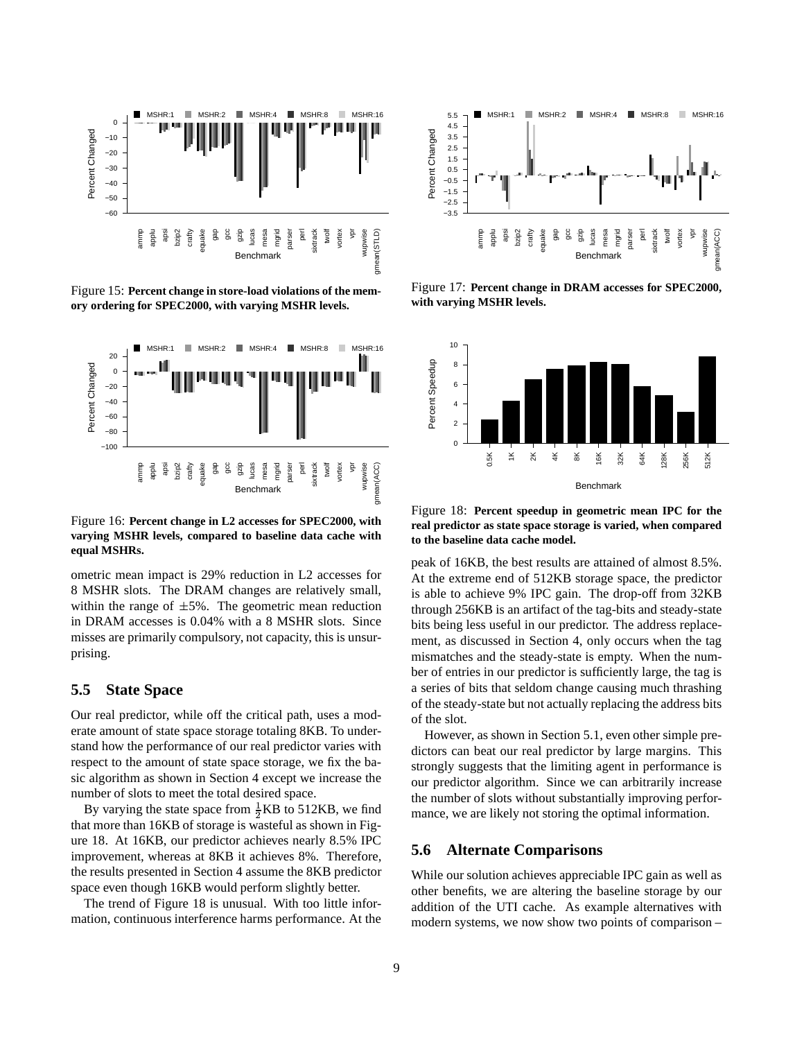Figure 15: **Percent change in store-load violations of the memory ordering for SPEC2000, with varying MSHR levels.**

Figure 16: **Percent change in L2 accesses for SPEC2000, with varying MSHR levels, compared to baseline data cache with equal MSHRs.**

ometric mean impact is 29% reduction in L2 accesses for 8 MSHR slots. The DRAM changes are relatively small, within the range of $\pm$5%. The geometric mean reduction in DRAM accesses is 0.04% with a 8 MSHR slots. Since misses are primarily compulsory, not capacity, this is unsurprising.

## 5.5 State Space

Our real predictor, while off the critical path, uses a moderate amount of state space storage totaling 8KB. To understand how the performance of our real predictor varies with respect to the amount of state space storage, we fix the basic algorithm as shown in Section 4 except we increase the number of slots to meet the total desired space.

By varying the state space from $\frac{1}{2}$KB to 512KB, we find that more than 16KB of storage is wasteful as shown in Figure 18. At 16KB, our predictor achieves nearly 8.5% IPC improvement, whereas at 8KB it achieves 8%. Therefore, the results presented in Section 4 assume the 8KB predictor space even though 16KB would perform slightly better.

The trend of Figure 18 is unusual. With too little information, continuous interference harms performance. At the peak of 16KB, the best results are attained of almost 8.5%. At the extreme end of 512KB storage space, the predictor is able to achieve 9% IPC gain. The drop-off from 32KB through 256KB is an artifact of the tag-bits and steady-state bits being less useful in our predictor. The address replacement, as discussed in Section 4, only occurs when the tag mismatches and the steady-state is empty. When the number of entries in our predictor is sufficiently large, the tag is a series of bits that seldom change causing much thrashing of the steady-state but not actually replacing the address bits of the slot.

Figure 17: **Percent change in DRAM accesses for SPEC2000, with varying MSHR levels.**

Figure 18: **Percent speedup in geometric mean IPC for the real predictor as state space storage is varied, when compared to the baseline data cache model.**

However, as shown in Section 5.1, even other simple predictors can beat our real predictor by large margins. This strongly suggests that the limiting agent in performance is our predictor algorithm. Since we can arbitrarily increase the number of slots without substantially improving performance, we are likely not storing the optimal information.

## 5.6 Alternate Comparisons

While our solution achieves appreciable IPC gain as well as other benefits, we are altering the baseline storage by our addition of the UTI cache. As example alternatives with modern systems, we now show two points of comparison –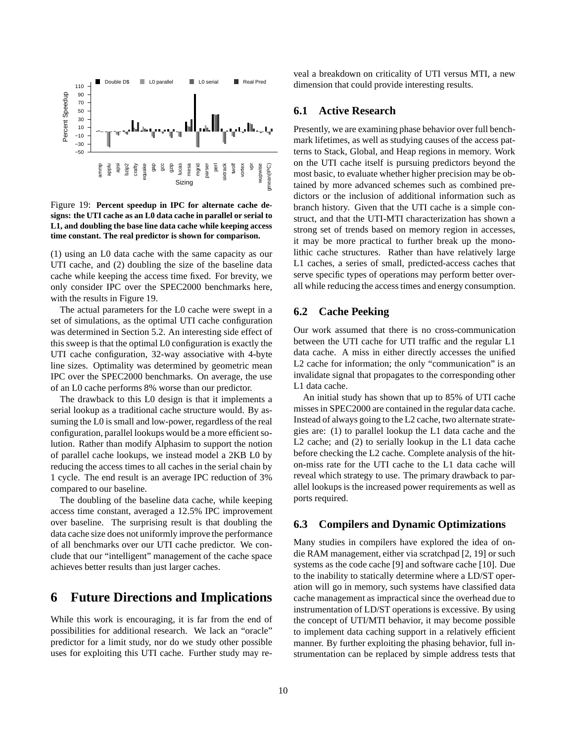Figure 19: **Percent speedup in IPC for alternate cache designs: the UTI cache as an L0 data cache in parallel or serial to L1, and doubling the base line data cache while keeping access time constant. The real predictor is shown for comparison.**

(1) using an L0 data cache with the same capacity as our UTI cache, and (2) doubling the size of the baseline data cache while keeping the access time fixed. For brevity, we only consider IPC over the SPEC2000 benchmarks here, with the results in Figure 19.

The actual parameters for the L0 cache were swept in a set of simulations, as the optimal UTI cache configuration was determined in Section 5.2. An interesting side effect of this sweep is that the optimal L0 configuration is exactly the UTI cache configuration, 32-way associative with 4-byte line sizes. Optimality was determined by geometric mean IPC over the SPEC2000 benchmarks. On average, the use of an L0 cache performs 8% worse than our predictor.

The drawback to this L0 design is that it implements a serial lookup as a traditional cache structure would. By assuming the L0 is small and low-power, regardless of the real configuration, parallel lookups would be a more efficient solution. Rather than modify Alphasim to support the notion of parallel cache lookups, we instead model a 2KB L0 by reducing the access times to all caches in the serial chain by 1 cycle. The end result is an average IPC reduction of 3% compared to our baseline.

The doubling of the baseline data cache, while keeping access time constant, averaged a 12.5% IPC improvement over baseline. The surprising result is that doubling the data cache size does not uniformly improve the performance of all benchmarks over our UTI cache predictor. We conclude that our "intelligent" management of the cache space achieves better results than just larger caches.

# 6 Future Directions and Implications

While this work is encouraging, it is far from the end of possibilities for additional research. We lack an "oracle" predictor for a limit study, nor do we study other possible uses for exploiting this UTI cache. Further study may reveal a breakdown on criticality of UTI versus MTI, a new dimension that could provide interesting results.

## 6.1 Active Research

Presently, we are examining phase behavior over full benchmark lifetimes, as well as studying causes of the access patterns to Stack, Global, and Heap regions in memory. Work on the UTI cache itself is pursuing predictors beyond the most basic, to evaluate whether higher precision may be obtained by more advanced schemes such as combined predictors or the inclusion of additional information such as branch history. Given that the UTI cache is a simple construct, and that the UTI-MTI characterization has shown a strong set of trends based on memory region in accesses, it may be more practical to further break up the monolithic cache structures. Rather than have relatively large L1 caches, a series of small, predicted-access caches that serve specific types of operations may perform better overall while reducing the access times and energy consumption.

## 6.2 Cache Peeking

Our work assumed that there is no cross-communication between the UTI cache for UTI traffic and the regular L1 data cache. A miss in either directly accesses the unified L2 cache for information; the only "communication" is an invalidate signal that propagates to the corresponding other L1 data cache.

An initial study has shown that up to 85% of UTI cache misses in SPEC2000 are contained in the regular data cache. Instead of always going to the L2 cache, two alternate strategies are: (1) to parallel lookup the L1 data cache and the L2 cache; and (2) to serially lookup in the L1 data cache before checking the L2 cache. Complete analysis of the hit-on-miss rate for the UTI cache to the L1 data cache will reveal which strategy to use. The primary drawback to parallel lookups is the increased power requirements as well as ports required.

## 6.3 Compilers and Dynamic Optimizations

Many studies in compilers have explored the idea of on-die RAM management, either via scratchpad [2, 19] or such systems as the code cache [9] and software cache [10]. Due to the inability to statically determine where a LD/ST operation will go in memory, such systems have classified data cache management as impractical since the overhead due to instrumentation of LD/ST operations is excessive. By using the concept of UTI/MTI behavior, it may become possible to implement data caching support in a relatively efficient manner. By further exploiting the phasing behavior, full instrumentation can be replaced by simple address tests that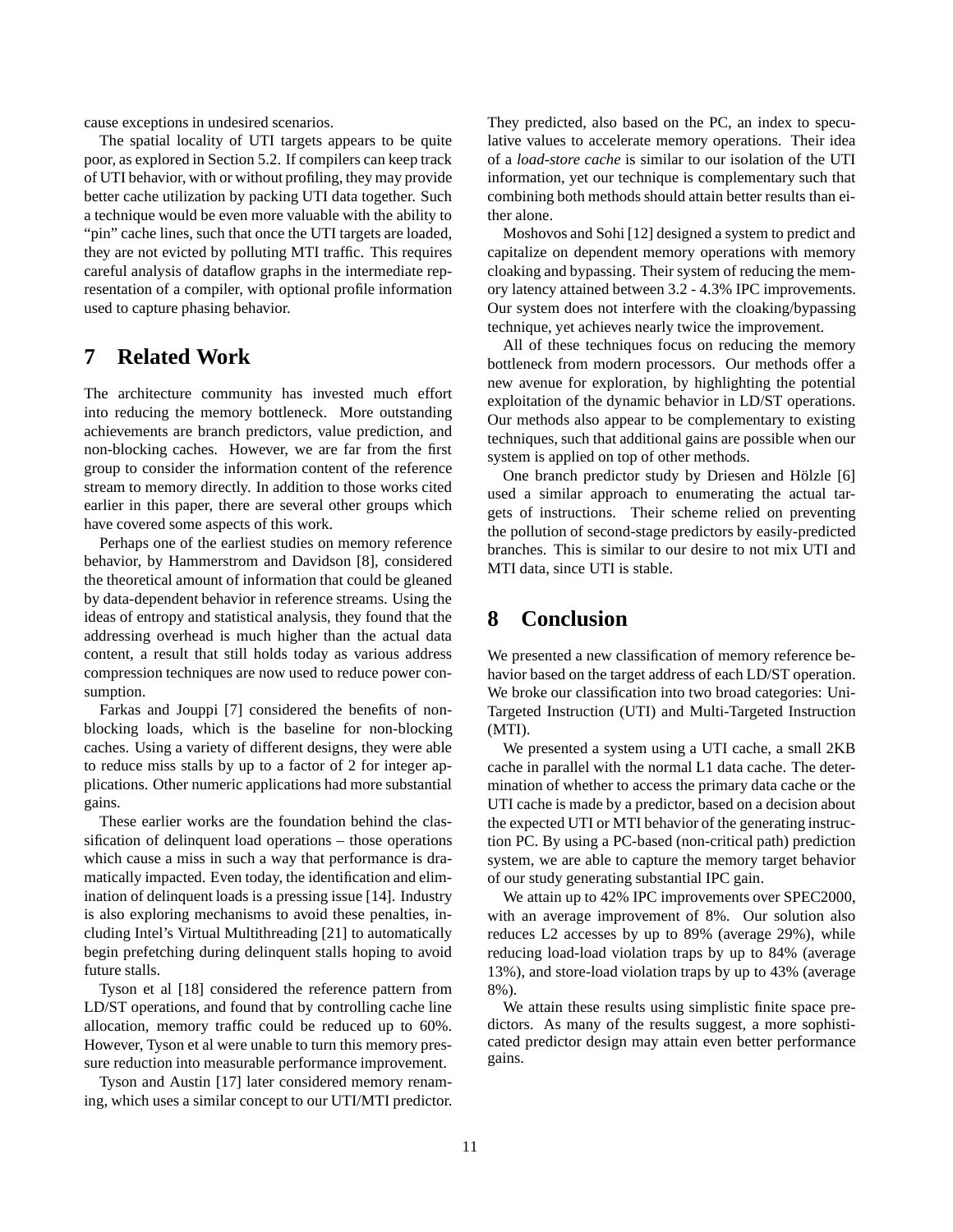cause exceptions in undesired scenarios.

The spatial locality of UTI targets appears to be quite poor, as explored in Section 5.2. If compilers can keep track of UTI behavior, with or without profiling, they may provide better cache utilization by packing UTI data together. Such a technique would be even more valuable with the ability to "pin" cache lines, such that once the UTI targets are loaded, they are not evicted by polluting MTI traffic. This requires careful analysis of dataflow graphs in the intermediate representation of a compiler, with optional profile information used to capture phasing behavior.

## 7 Related Work

The architecture community has invested much effort into reducing the memory bottleneck. More outstanding achievements are branch predictors, value prediction, and non-blocking caches. However, we are far from the first group to consider the information content of the reference stream to memory directly. In addition to those works cited earlier in this paper, there are several other groups which have covered some aspects of this work.

Perhaps one of the earliest studies on memory reference behavior, by Hammerstrom and Davidson [8], considered the theoretical amount of information that could be gleaned by data-dependent behavior in reference streams. Using the ideas of entropy and statistical analysis, they found that the addressing overhead is much higher than the actual data content, a result that still holds today as various address compression techniques are now used to reduce power consumption.

Farkas and Jouppi [7] considered the benefits of non-blocking loads, which is the baseline for non-blocking caches. Using a variety of different designs, they were able to reduce miss stalls by up to a factor of 2 for integer applications. Other numeric applications had more substantial gains.

These earlier works are the foundation behind the classification of delinquent load operations – those operations which cause a miss in such a way that performance is dramatically impacted. Even today, the identification and elimination of delinquent loads is a pressing issue [14]. Industry is also exploring mechanisms to avoid these penalties, including Intel's Virtual Multithreading [21] to automatically begin prefetching during delinquent stalls hoping to avoid future stalls.

Tyson et al [18] considered the reference pattern from LD/ST operations, and found that by controlling cache line allocation, memory traffic could be reduced up to 60%. However, Tyson et al were unable to turn this memory pressure reduction into measurable performance improvement.

Tyson and Austin [17] later considered memory renaming, which uses a similar concept to our UTI/MTI predictor. They predicted, also based on the PC, an index to speculative values to accelerate memory operations. Their idea of a *load-store cache* is similar to our isolation of the UTI information, yet our technique is complementary such that combining both methods should attain better results than either alone.

Moshovos and Sohi [12] designed a system to predict and capitalize on dependent memory operations with memory cloaking and bypassing. Their system of reducing the memory latency attained between 3.2 - 4.3% IPC improvements. Our system does not interfere with the cloaking/bypassing technique, yet achieves nearly twice the improvement.

All of these techniques focus on reducing the memory bottleneck from modern processors. Our methods offer a new avenue for exploration, by highlighting the potential exploitation of the dynamic behavior in LD/ST operations. Our methods also appear to be complementary to existing techniques, such that additional gains are possible when our system is applied on top of other methods.

One branch predictor study by Driesen and Hölzle [6] used a similar approach to enumerating the actual targets of instructions. Their scheme relied on preventing the pollution of second-stage predictors by easily-predicted branches. This is similar to our desire to not mix UTI and MTI data, since UTI is stable.

## 8 Conclusion

We presented a new classification of memory reference behavior based on the target address of each LD/ST operation. We broke our classification into two broad categories: Uni-Targeted Instruction (UTI) and Multi-Targeted Instruction (MTI).

We presented a system using a UTI cache, a small 2KB cache in parallel with the normal L1 data cache. The determination of whether to access the primary data cache or the UTI cache is made by a predictor, based on a decision about the expected UTI or MTI behavior of the generating instruction PC. By using a PC-based (non-critical path) prediction system, we are able to capture the memory target behavior of our study generating substantial IPC gain.

We attain up to 42% IPC improvements over SPEC2000, with an average improvement of 8%. Our solution also reduces L2 accesses by up to 89% (average 29%), while reducing load-load violation traps by up to 84% (average 13%), and store-load violation traps by up to 43% (average 8%).

We attain these results using simplistic finite space predictors. As many of the results suggest, a more sophisticated predictor design may attain even better performance gains.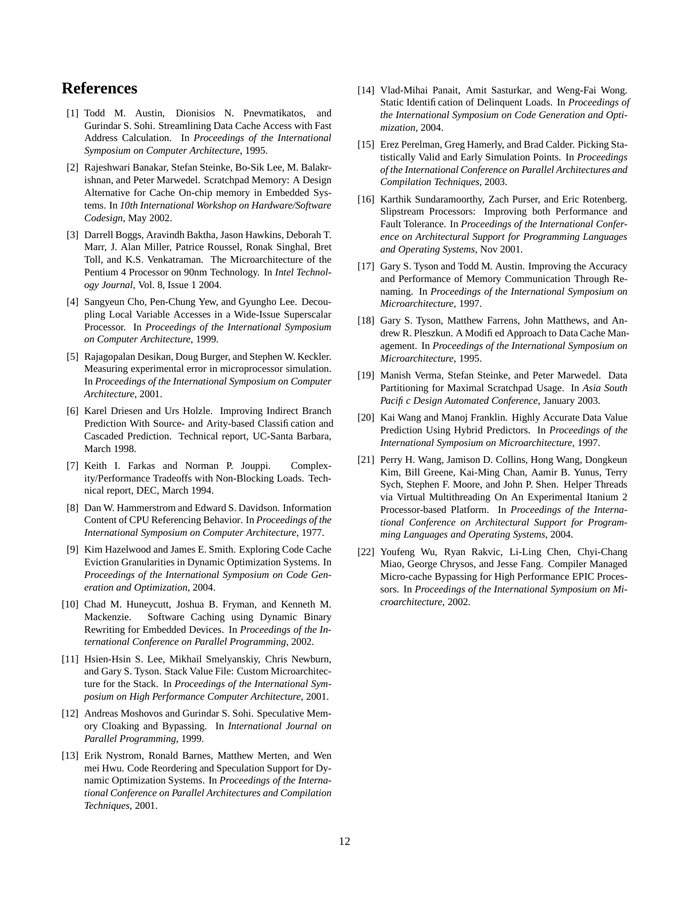# References

[1] Todd M. Austin, Dionisios N. Pnevmatikatos, and Gurindar S. Sohi. Streamlining Data Cache Access with Fast Address Calculation. In *Proceedings of the International Symposium on Computer Architecture*, 1995.

[2] Rajeshwari Banakar, Stefan Steinke, Bo-Sik Lee, M. Balakrishnan, and Peter Marwedel. Scratchpad Memory: A Design Alternative for Cache On-chip memory in Embedded Systems. In *10th International Workshop on Hardware/Software Codesign*, May 2002.

[3] Darrell Boggs, Aravindh Baktha, Jason Hawkins, Deborah T. Marr, J. Alan Miller, Patrice Roussel, Ronak Singhal, Bret Toll, and K.S. Venkatraman. The Microarchitecture of the Pentium 4 Processor on 90nm Technology. In *Intel Technology Journal*, Vol. 8, Issue 1 2004.

[4] Sangyeun Cho, Pen-Chung Yew, and Gyungho Lee. Decoupling Local Variable Accesses in a Wide-Issue Superscalar Processor. In *Proceedings of the International Symposium on Computer Architecture*, 1999.

[5] Rajagopalan Desikan, Doug Burger, and Stephen W. Keckler. Measuring experimental error in microprocessor simulation. In *Proceedings of the International Symposium on Computer Architecture*, 2001.

[6] Karel Driesen and Urs Holzle. Improving Indirect Branch Prediction With Source- and Arity-based Classification and Cascaded Prediction. Technical report, UC-Santa Barbara, March 1998.

[7] Keith I. Farkas and Norman P. Jouppi. Complexity/Performance Tradeoffs with Non-Blocking Loads. Technical report, DEC, March 1994.

[8] Dan W. Hammerstrom and Edward S. Davidson. Information Content of CPU Referencing Behavior. In *Proceedings of the International Symposium on Computer Architecture*, 1977.

[9] Kim Hazelwood and James E. Smith. Exploring Code Cache Eviction Granularities in Dynamic Optimization Systems. In *Proceedings of the International Symposium on Code Generation and Optimization*, 2004.

[10] Chad M. Huneycutt, Joshua B. Fryman, and Kenneth M. Mackenzie. Software Caching using Dynamic Binary Rewriting for Embedded Devices. In *Proceedings of the International Conference on Parallel Programming*, 2002.

[11] Hsien-Hsin S. Lee, Mikhail Smelyanskiy, Chris Newburn, and Gary S. Tyson. Stack Value File: Custom Microarchitecture for the Stack. In *Proceedings of the International Symposium on High Performance Computer Architecture*, 2001.

[12] Andreas Moshovos and Gurindar S. Sohi. Speculative Memory Cloaking and Bypassing. In *International Journal on Parallel Programming*, 1999.

[13] Erik Nystrom, Ronald Barnes, Matthew Merten, and Wen mei Hwu. Code Reordering and Speculation Support for Dynamic Optimization Systems. In *Proceedings of the International Conference on Parallel Architectures and Compilation Techniques*, 2001.

[14] Vlad-Mihai Panait, Amit Sasturkar, and Weng-Fai Wong. Static Identification of Delinquent Loads. In *Proceedings of the International Symposium on Code Generation and Optimization*, 2004.

[15] Erez Perelman, Greg Hamerly, and Brad Calder. Picking Statistically Valid and Early Simulation Points. In *Proceedings of the International Conference on Parallel Architectures and Compilation Techniques*, 2003.

[16] Karthik Sundaramoorthy, Zach Purser, and Eric Rotenberg. Slipstream Processors: Improving both Performance and Fault Tolerance. In *Proceedings of the International Conference on Architectural Support for Programming Languages and Operating Systems*, Nov 2001.

[17] Gary S. Tyson and Todd M. Austin. Improving the Accuracy and Performance of Memory Communication Through Renaming. In *Proceedings of the International Symposium on Microarchitecture*, 1997.

[18] Gary S. Tyson, Matthew Farrens, John Matthews, and Andrew R. Pleszkun. A Modified Approach to Data Cache Management. In *Proceedings of the International Symposium on Microarchitecture*, 1995.

[19] Manish Verma, Stefan Steinke, and Peter Marwedel. Data Partitioning for Maximal Scratchpad Usage. In *Asia South Pacific Design Automated Conference*, January 2003.

[20] Kai Wang and Manoj Franklin. Highly Accurate Data Value Prediction Using Hybrid Predictors. In *Proceedings of the International Symposium on Microarchitecture*, 1997.

[21] Perry H. Wang, Jamison D. Collins, Hong Wang, Dongkeun Kim, Bill Greene, Kai-Ming Chan, Aamir B. Yunus, Terry Sych, Stephen F. Moore, and John P. Shen. Helper Threads via Virtual Multithreading On An Experimental Itanium 2 Processor-based Platform. In *Proceedings of the International Conference on Architectural Support for Programming Languages and Operating Systems*, 2004.

[22] Youfeng Wu, Ryan Rakvic, Li-Ling Chen, Chyi-Chang Miao, George Chrysos, and Jesse Fang. Compiler Managed Micro-cache Bypassing for High Performance EPIC Processors. In *Proceedings of the International Symposium on Microarchitecture*, 2002.